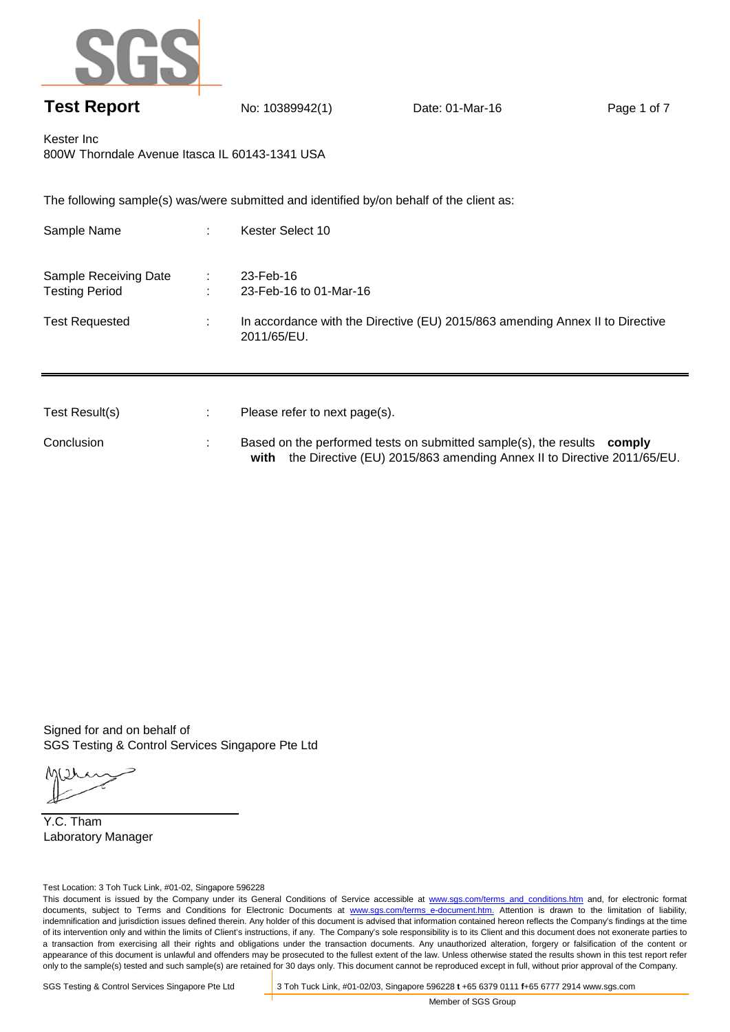# Test Report

No: 10389942(1) Date: 01-Mar-16

Kester Inc
800W Thorndale Avenue Itasca IL 60143-1341 USA

The following sample(s) was/were submitted and identified by/on behalf of the client as:

| | | |
|---|---|---|
| Sample Name | : | Kester Select 10 |
| Sample Receiving Date | : | 23-Feb-16 |
| Testing Period | : | 23-Feb-16 to 01-Mar-16 |
| Test Requested | : | In accordance with the Directive (EU) 2015/863 amending Annex II to Directive 2011/65/EU. |

---

| | | |
|---|---|---|
| Test Result(s) | : | Please refer to next page(s). |
| Conclusion | : | Based on the performed tests on submitted sample(s), the results **comply with** the Directive (EU) 2015/863 amending Annex II to Directive 2011/65/EU. |

Signed for and on behalf of
SGS Testing & Control Services Singapore Pte Ltd

Y.C. Tham
Laboratory Manager

Test Location: 3 Toh Tuck Link, #01-02, Singapore 596228

This document is issued by the Company under its General Conditions of Service accessible at www.sgs.com/terms_and_conditions.htm and, for electronic format documents, subject to Terms and Conditions for Electronic Documents at www.sgs.com/terms_e-document.htm. Attention is drawn to the limitation of liability, indemnification and jurisdiction issues defined therein. Any holder of this document is advised that information contained hereon reflects the Company's findings at the time of its intervention only and within the limits of Client's instructions, if any. The Company's sole responsibility is to its Client and this document does not exonerate parties to a transaction from exercising all their rights and obligations under the transaction documents. Any unauthorized alteration, forgery or falsification of the content or appearance of this document is unlawful and offenders may be prosecuted to the fullest extent of the law. Unless otherwise stated the results shown in this test report refer only to the sample(s) tested and such sample(s) are retained for 30 days only. This document cannot be reproduced except in full, without prior approval of the Company.

SGS Testing & Control Services Singapore Pte Ltd | 3 Toh Tuck Link, #01-02/03, Singapore 596228 **t** +65 6379 0111 **f**+65 6777 2914 www.sgs.com

Member of SGS Group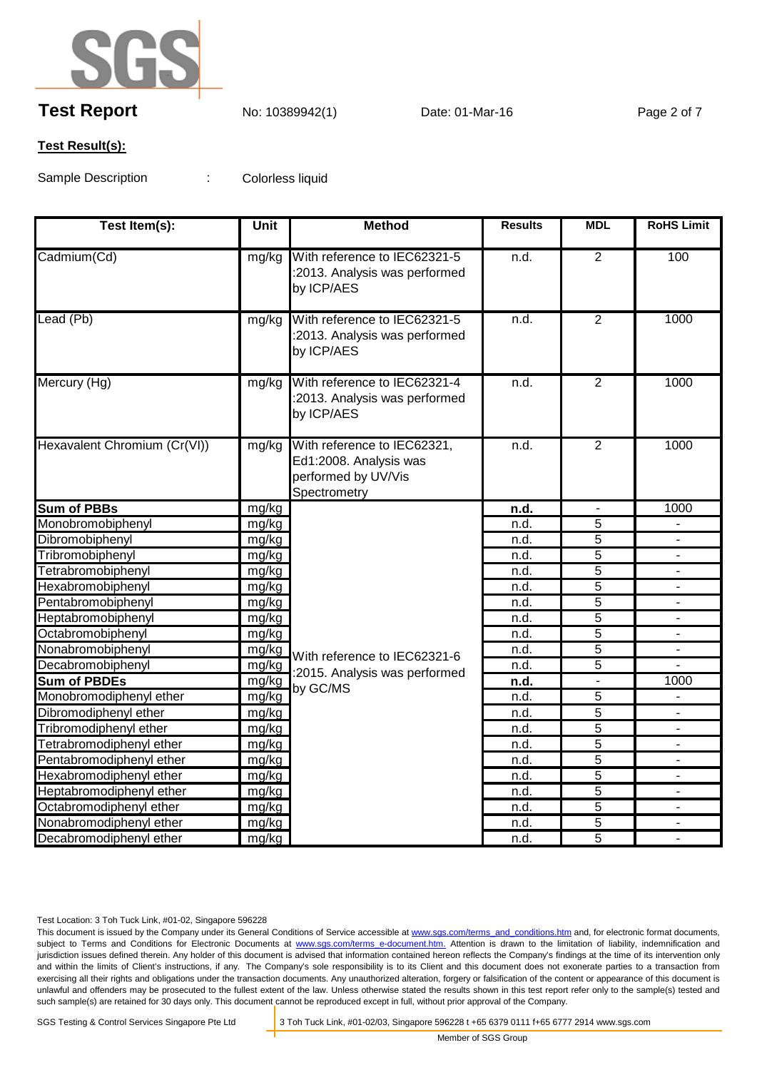**Test Report** No: 10389942(1) Date: 01-Mar-16

**Test Result(s):**

Sample Description : Colorless liquid

| Test Item(s): | Unit | Method | Results | MDL | RoHS Limit |
|---|---|---|---|---|---|
| Cadmium(Cd) | mg/kg | With reference to IEC62321-5 :2013. Analysis was performed by ICP/AES | n.d. | 2 | 100 |
| Lead (Pb) | mg/kg | With reference to IEC62321-5 :2013. Analysis was performed by ICP/AES | n.d. | 2 | 1000 |
| Mercury (Hg) | mg/kg | With reference to IEC62321-4 :2013. Analysis was performed by ICP/AES | n.d. | 2 | 1000 |
| Hexavalent Chromium (Cr(VI)) | mg/kg | With reference to IEC62321, Ed1:2008. Analysis was performed by UV/Vis Spectrometry | n.d. | 2 | 1000 |
| **Sum of PBBs** | mg/kg | With reference to IEC62321-6 :2015. Analysis was performed by GC/MS | **n.d.** | - | 1000 |
| Monobromobiphenyl | mg/kg | | n.d. | 5 | - |
| Dibromobiphenyl | mg/kg | | n.d. | 5 | - |
| Tribromobiphenyl | mg/kg | | n.d. | 5 | - |
| Tetrabromobiphenyl | mg/kg | | n.d. | 5 | - |
| Hexabromobiphenyl | mg/kg | | n.d. | 5 | - |
| Pentabromobiphenyl | mg/kg | | n.d. | 5 | - |
| Heptabromobiphenyl | mg/kg | | n.d. | 5 | - |
| Octabromobiphenyl | mg/kg | | n.d. | 5 | - |
| Nonabromobiphenyl | mg/kg | | n.d. | 5 | - |
| Decabromobiphenyl | mg/kg | | n.d. | 5 | - |
| **Sum of PBDEs** | mg/kg | | **n.d.** | - | 1000 |
| Monobromodiphenyl ether | mg/kg | | n.d. | 5 | - |
| Dibromodiphenyl ether | mg/kg | | n.d. | 5 | - |
| Tribromodiphenyl ether | mg/kg | | n.d. | 5 | - |
| Tetrabromodiphenyl ether | mg/kg | | n.d. | 5 | - |
| Pentabromodiphenyl ether | mg/kg | | n.d. | 5 | - |
| Hexabromodiphenyl ether | mg/kg | | n.d. | 5 | - |
| Heptabromodiphenyl ether | mg/kg | | n.d. | 5 | - |
| Octabromodiphenyl ether | mg/kg | | n.d. | 5 | - |
| Nonabromodiphenyl ether | mg/kg | | n.d. | 5 | - |
| Decabromodiphenyl ether | mg/kg | | n.d. | 5 | - |

Test Location: 3 Toh Tuck Link, #01-02, Singapore 596228

This document is issued by the Company under its General Conditions of Service accessible at www.sgs.com/terms_and_conditions.htm and, for electronic format documents, subject to Terms and Conditions for Electronic Documents at www.sgs.com/terms_e-document.htm. Attention is drawn to the limitation of liability, indemnification and jurisdiction issues defined therein. Any holder of this document is advised that information contained hereon reflects the Company's findings at the time of its intervention only and within the limits of Client's instructions, if any. The Company's sole responsibility is to its Client and this document does not exonerate parties to a transaction from exercising all their rights and obligations under the transaction documents. Any unauthorized alteration, forgery or falsification of the content or appearance of this document is unlawful and offenders may be prosecuted to the fullest extent of the law. Unless otherwise stated the results shown in this test report refer only to the sample(s) tested and such sample(s) are retained for 30 days only. This document cannot be reproduced except in full, without prior approval of the Company.

SGS Testing & Control Services Singapore Pte Ltd | 3 Toh Tuck Link, #01-02/03, Singapore 596228 t +65 6379 0111 f+65 6777 2914 www.sgs.com

Member of SGS Group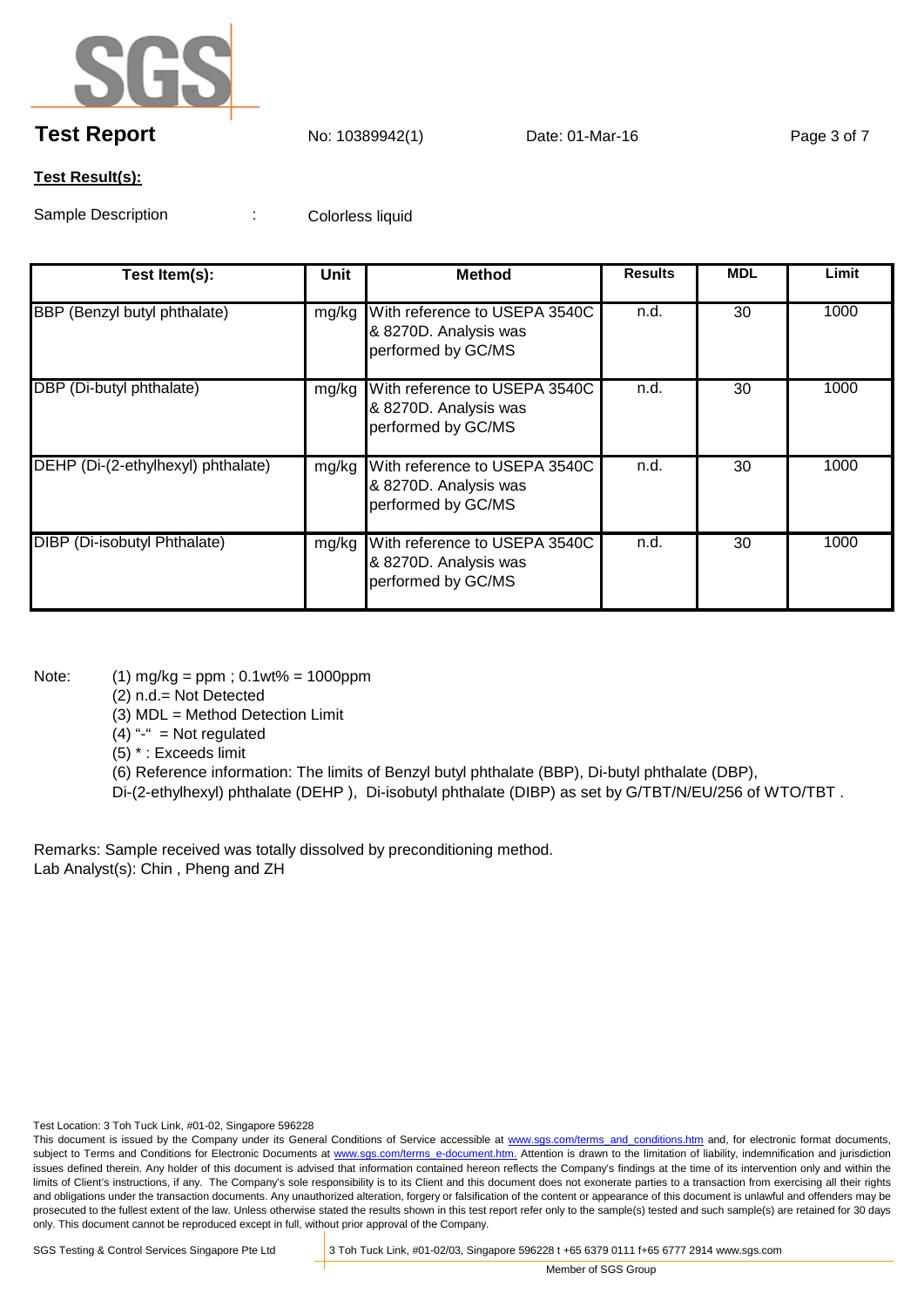**Test Report** No: 10389942(1) Date: 01-Mar-16

**Test Result(s):**

Sample Description : Colorless liquid

| Test Item(s): | Unit | Method | Results | MDL | Limit |
|---|---|---|---|---|---|
| BBP (Benzyl butyl phthalate) | mg/kg | With reference to USEPA 3540C & 8270D. Analysis was performed by GC/MS | n.d. | 30 | 1000 |
| DBP (Di-butyl phthalate) | mg/kg | With reference to USEPA 3540C & 8270D. Analysis was performed by GC/MS | n.d. | 30 | 1000 |
| DEHP (Di-(2-ethylhexyl) phthalate) | mg/kg | With reference to USEPA 3540C & 8270D. Analysis was performed by GC/MS | n.d. | 30 | 1000 |
| DIBP (Di-isobutyl Phthalate) | mg/kg | With reference to USEPA 3540C & 8270D. Analysis was performed by GC/MS | n.d. | 30 | 1000 |

Note:
(1) mg/kg = ppm ; 0.1wt% = 1000ppm
(2) n.d.= Not Detected
(3) MDL = Method Detection Limit
(4) "-" = Not regulated
(5) * : Exceeds limit
(6) Reference information: The limits of Benzyl butyl phthalate (BBP), Di-butyl phthalate (DBP), Di-(2-ethylhexyl) phthalate (DEHP ), Di-isobutyl phthalate (DIBP) as set by G/TBT/N/EU/256 of WTO/TBT .

Remarks: Sample received was totally dissolved by preconditioning method.
Lab Analyst(s): Chin , Pheng and ZH

Test Location: 3 Toh Tuck Link, #01-02, Singapore 596228

This document is issued by the Company under its General Conditions of Service accessible at www.sgs.com/terms_and_conditions.htm and, for electronic format documents, subject to Terms and Conditions for Electronic Documents at www.sgs.com/terms_e-document.htm. Attention is drawn to the limitation of liability, indemnification and jurisdiction issues defined therein. Any holder of this document is advised that information contained hereon reflects the Company's findings at the time of its intervention only and within the limits of Client's instructions, if any. The Company's sole responsibility is to its Client and this document does not exonerate parties to a transaction from exercising all their rights and obligations under the transaction documents. Any unauthorized alteration, forgery or falsification of the content or appearance of this document is unlawful and offenders may be prosecuted to the fullest extent of the law. Unless otherwise stated the results shown in this test report refer only to the sample(s) tested and such sample(s) are retained for 30 days only. This document cannot be reproduced except in full, without prior approval of the Company.

SGS Testing & Control Services Singapore Pte Ltd | 3 Toh Tuck Link, #01-02/03, Singapore 596228 t +65 6379 0111 f+65 6777 2914 www.sgs.com

Member of SGS Group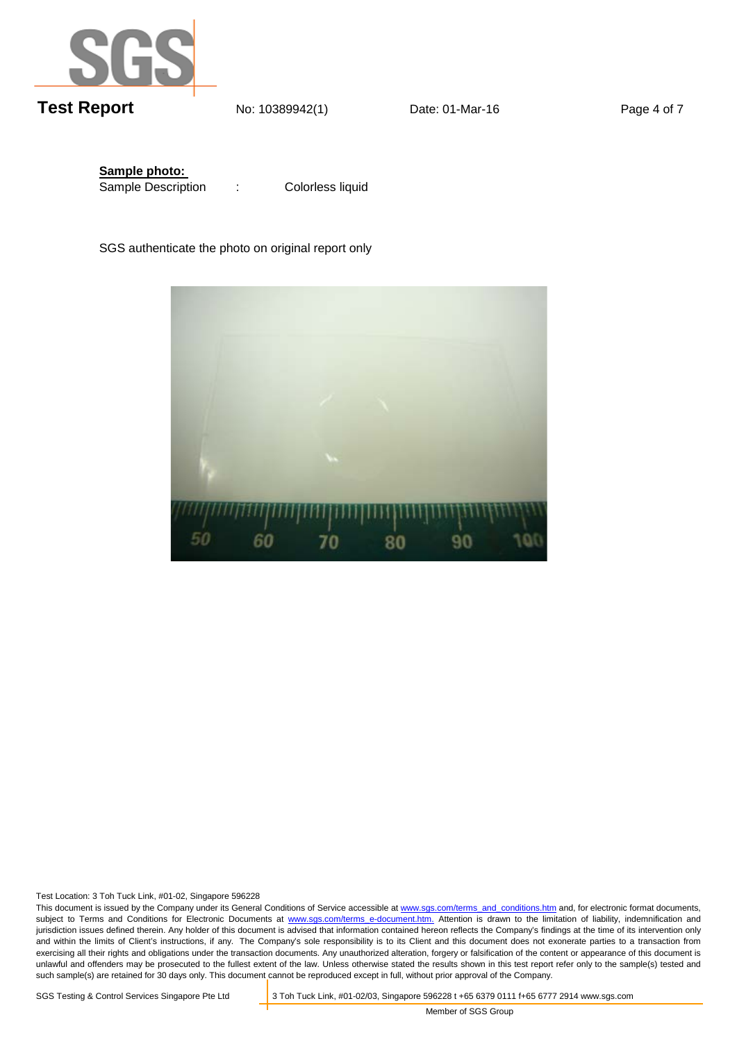**Sample photo:**

Sample Description : Colorless liquid

SGS authenticate the photo on original report only

Test Location: 3 Toh Tuck Link, #01-02, Singapore 596228

This document is issued by the Company under its General Conditions of Service accessible at www.sgs.com/terms_and_conditions.htm and, for electronic format documents, subject to Terms and Conditions for Electronic Documents at www.sgs.com/terms_e-document.htm. Attention is drawn to the limitation of liability, indemnification and jurisdiction issues defined therein. Any holder of this document is advised that information contained hereon reflects the Company's findings at the time of its intervention only and within the limits of Client's instructions, if any. The Company's sole responsibility is to its Client and this document does not exonerate parties to a transaction from exercising all their rights and obligations under the transaction documents. Any unauthorized alteration, forgery or falsification of the content or appearance of this document is unlawful and offenders may be prosecuted to the fullest extent of the law. Unless otherwise stated the results shown in this test report refer only to the sample(s) tested and such sample(s) are retained for 30 days only. This document cannot be reproduced except in full, without prior approval of the Company.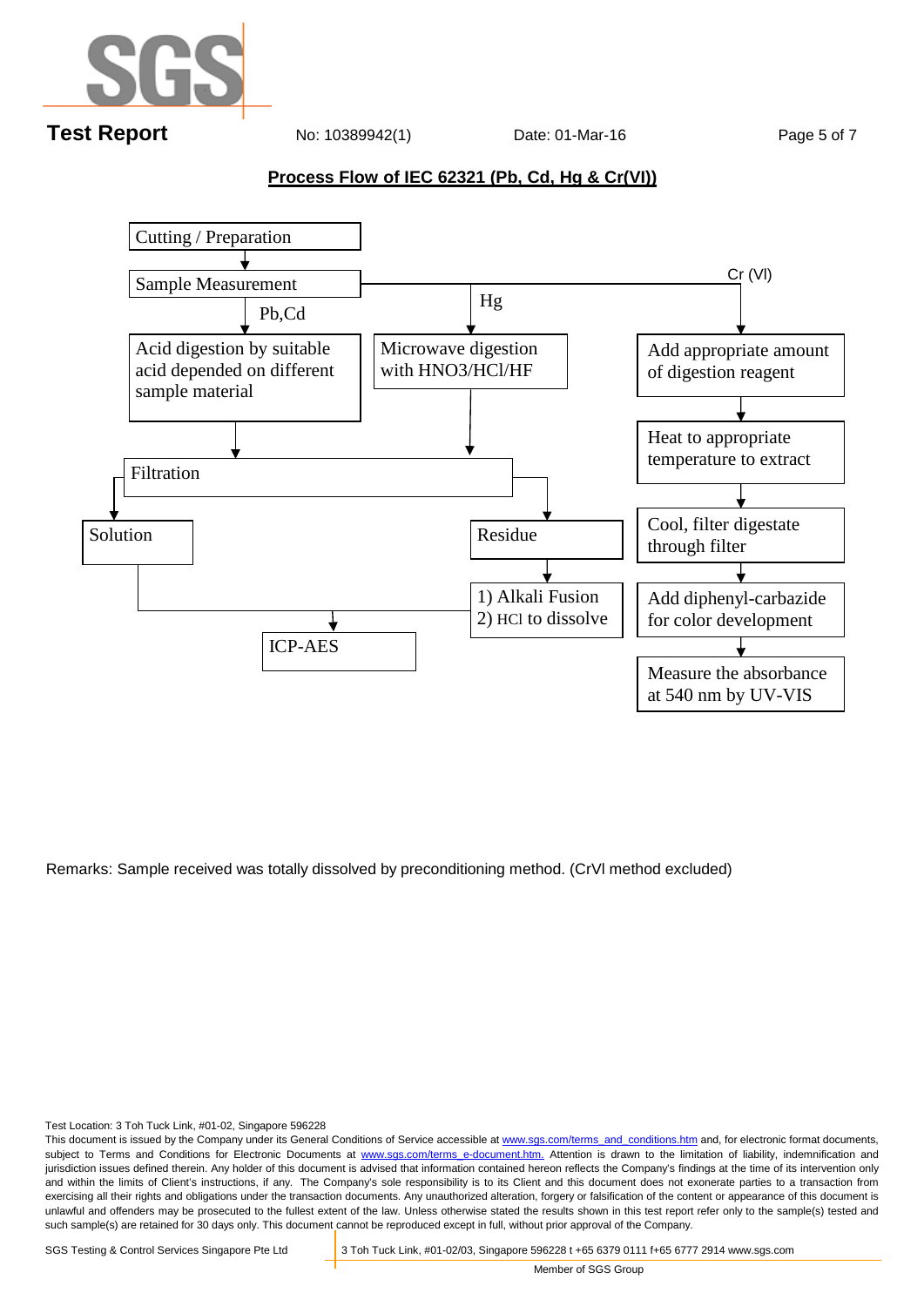## Process Flow of IEC 62321 (Pb, Cd, Hg & Cr(VI))

Cutting / Preparation

Sample Measurement

**Pb,Cd**

- Acid digestion by suitable acid depended on different sample material
- Filtration
  - Solution → ICP-AES
  - Residue → 1) Alkali Fusion 2) HCl to dissolve → ICP-AES

**Hg**

- Microwave digestion with HNO3/HCl/HF
- Filtration
  - Solution → ICP-AES
  - Residue → 1) Alkali Fusion 2) HCl to dissolve → ICP-AES

**Cr (VI)**

- Add appropriate amount of digestion reagent
- Heat to appropriate temperature to extract
- Cool, filter digestate through filter
- Add diphenyl-carbazide for color development
- Measure the absorbance at 540 nm by UV-VIS

Remarks: Sample received was totally dissolved by preconditioning method. (CrVI method excluded)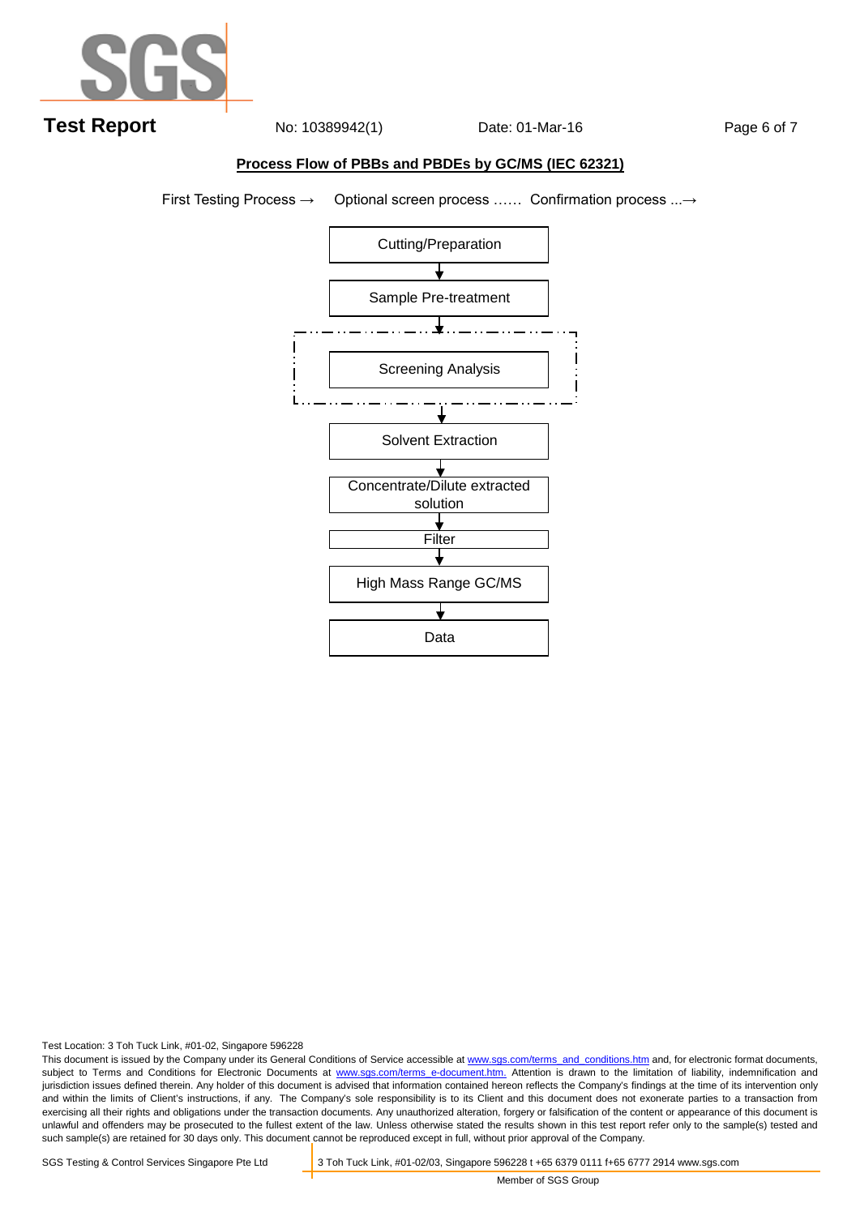## Process Flow of PBBs and PBDEs by GC/MS (IEC 62321)

First Testing Process → Optional screen process …… Confirmation process ...→

Cutting/Preparation

↓

Sample Pre-treatment

↓

Screening Analysis

↓

Solvent Extraction

↓

Concentrate/Dilute extracted solution

↓

Filter

↓

High Mass Range GC/MS

↓

Data

Test Location: 3 Toh Tuck Link, #01-02, Singapore 596228

This document is issued by the Company under its General Conditions of Service accessible at www.sgs.com/terms_and_conditions.htm and, for electronic format documents, subject to Terms and Conditions for Electronic Documents at www.sgs.com/terms_e-document.htm. Attention is drawn to the limitation of liability, indemnification and jurisdiction issues defined therein. Any holder of this document is advised that information contained hereon reflects the Company's findings at the time of its intervention only and within the limits of Client's instructions, if any. The Company's sole responsibility is to its Client and this document does not exonerate parties to a transaction from exercising all their rights and obligations under the transaction documents. Any unauthorized alteration, forgery or falsification of the content or appearance of this document is unlawful and offenders may be prosecuted to the fullest extent of the law. Unless otherwise stated the results shown in this test report refer only to the sample(s) tested and such sample(s) are retained for 30 days only. This document cannot be reproduced except in full, without prior approval of the Company.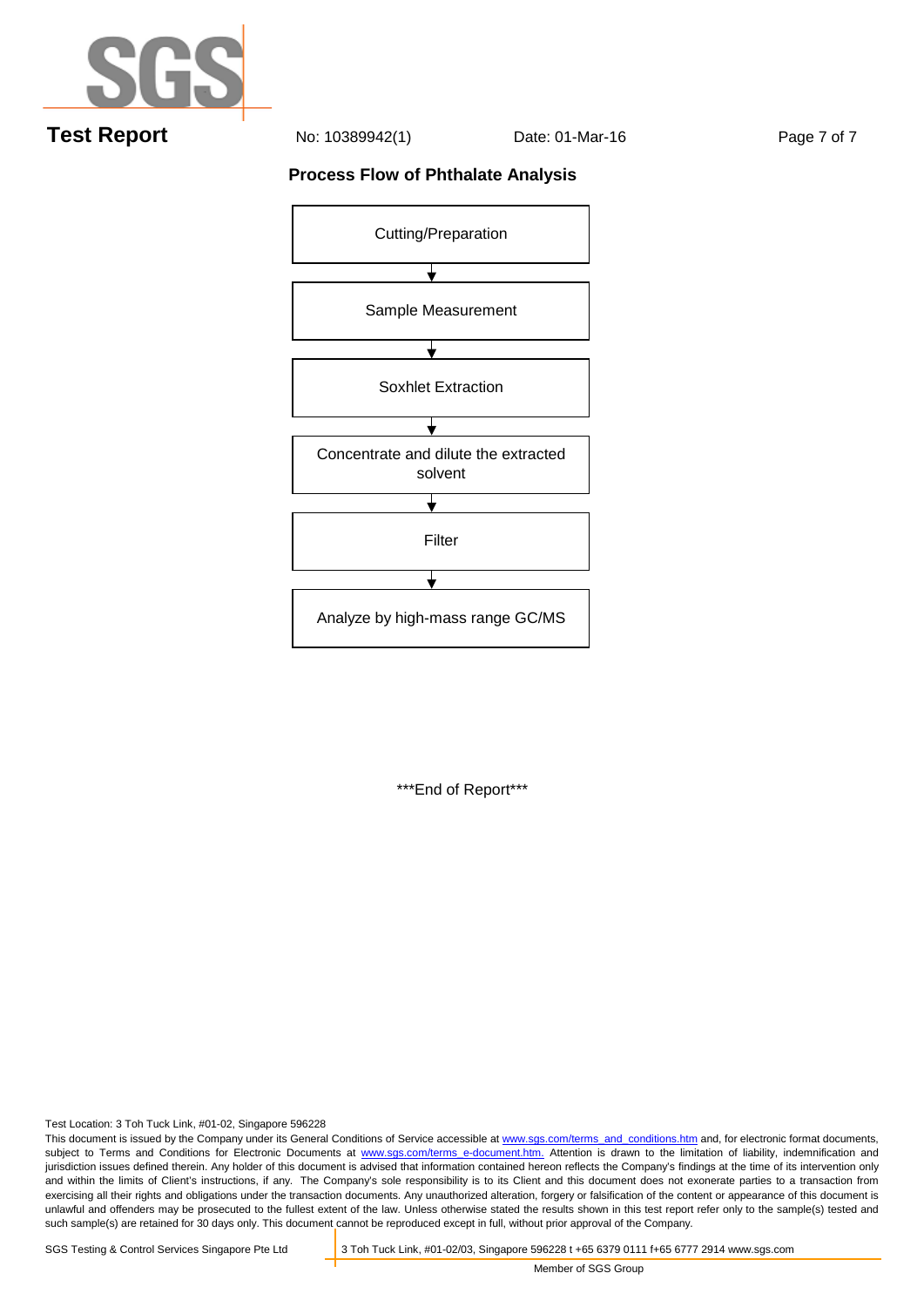## Process Flow of Phthalate Analysis

Cutting/Preparation

↓

Sample Measurement

↓

Soxhlet Extraction

↓

Concentrate and dilute the extracted solvent

↓

Filter

↓

Analyze by high-mass range GC/MS

***End of Report***

Test Location: 3 Toh Tuck Link, #01-02, Singapore 596228

This document is issued by the Company under its General Conditions of Service accessible at www.sgs.com/terms_and_conditions.htm and, for electronic format documents, subject to Terms and Conditions for Electronic Documents at www.sgs.com/terms_e-document.htm. Attention is drawn to the limitation of liability, indemnification and jurisdiction issues defined therein. Any holder of this document is advised that information contained hereon reflects the Company's findings at the time of its intervention only and within the limits of Client's instructions, if any. The Company's sole responsibility is to its Client and this document does not exonerate parties to a transaction from exercising all their rights and obligations under the transaction documents. Any unauthorized alteration, forgery or falsification of the content or appearance of this document is unlawful and offenders may be prosecuted to the fullest extent of the law. Unless otherwise stated the results shown in this test report refer only to the sample(s) tested and such sample(s) are retained for 30 days only. This document cannot be reproduced except in full, without prior approval of the Company.

SGS Testing & Control Services Singapore Pte Ltd | 3 Toh Tuck Link, #01-02/03, Singapore 596228 t +65 6379 0111 f+65 6777 2914 www.sgs.com

Member of SGS Group